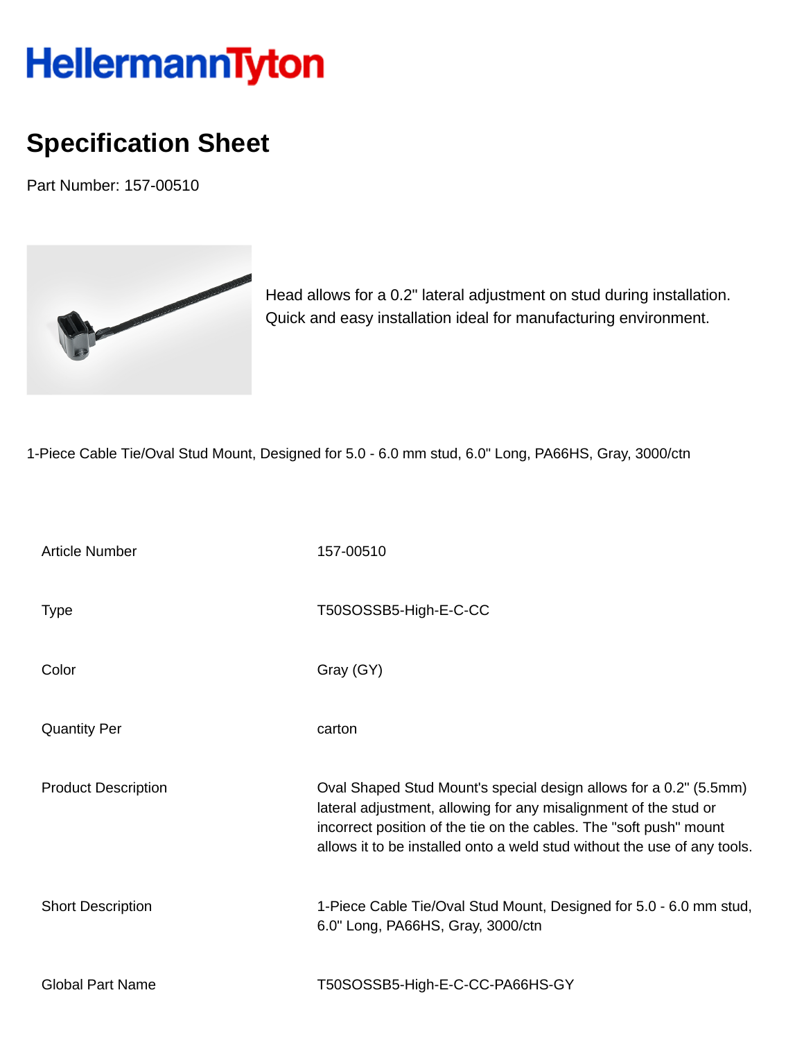HellermannTyton

# Specification Sheet

Part Number: 157-00510

Head allows for a 0.2" lateral adjustment on stud during installation. Quick and easy installation ideal for manufacturing environment.

1-Piece Cable Tie/Oval Stud Mount, Designed for 5.0 - 6.0 mm stud, 6.0" Long, PA66HS, Gray, 3000/ctn

| | |
|---|---|
| Article Number | 157-00510 |
| Type | T50SOSSB5-High-E-C-CC |
| Color | Gray (GY) |
| Quantity Per | carton |
| Product Description | Oval Shaped Stud Mount's special design allows for a 0.2" (5.5mm) lateral adjustment, allowing for any misalignment of the stud or incorrect position of the tie on the cables. The "soft push" mount allows it to be installed onto a weld stud without the use of any tools. |
| Short Description | 1-Piece Cable Tie/Oval Stud Mount, Designed for 5.0 - 6.0 mm stud, 6.0" Long, PA66HS, Gray, 3000/ctn |
| Global Part Name | T50SOSSB5-High-E-C-CC-PA66HS-GY |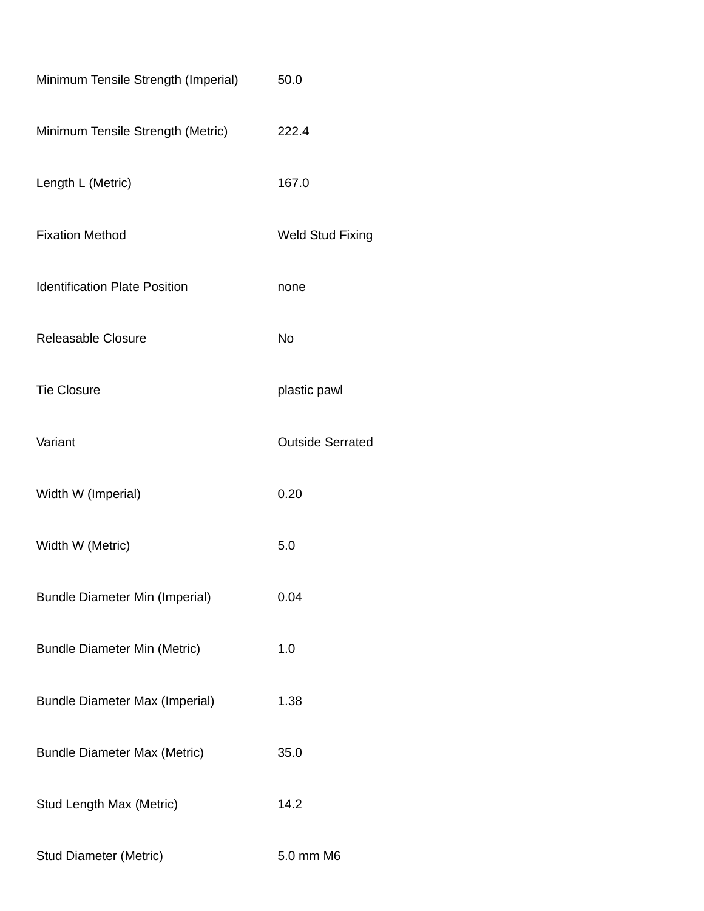| | |
|---|---|
| Minimum Tensile Strength (Imperial) | 50.0 |
| Minimum Tensile Strength (Metric) | 222.4 |
| Length L (Metric) | 167.0 |
| Fixation Method | Weld Stud Fixing |
| Identification Plate Position | none |
| Releasable Closure | No |
| Tie Closure | plastic pawl |
| Variant | Outside Serrated |
| Width W (Imperial) | 0.20 |
| Width W (Metric) | 5.0 |
| Bundle Diameter Min (Imperial) | 0.04 |
| Bundle Diameter Min (Metric) | 1.0 |
| Bundle Diameter Max (Imperial) | 1.38 |
| Bundle Diameter Max (Metric) | 35.0 |
| Stud Length Max (Metric) | 14.2 |
| Stud Diameter (Metric) | 5.0 mm M6 |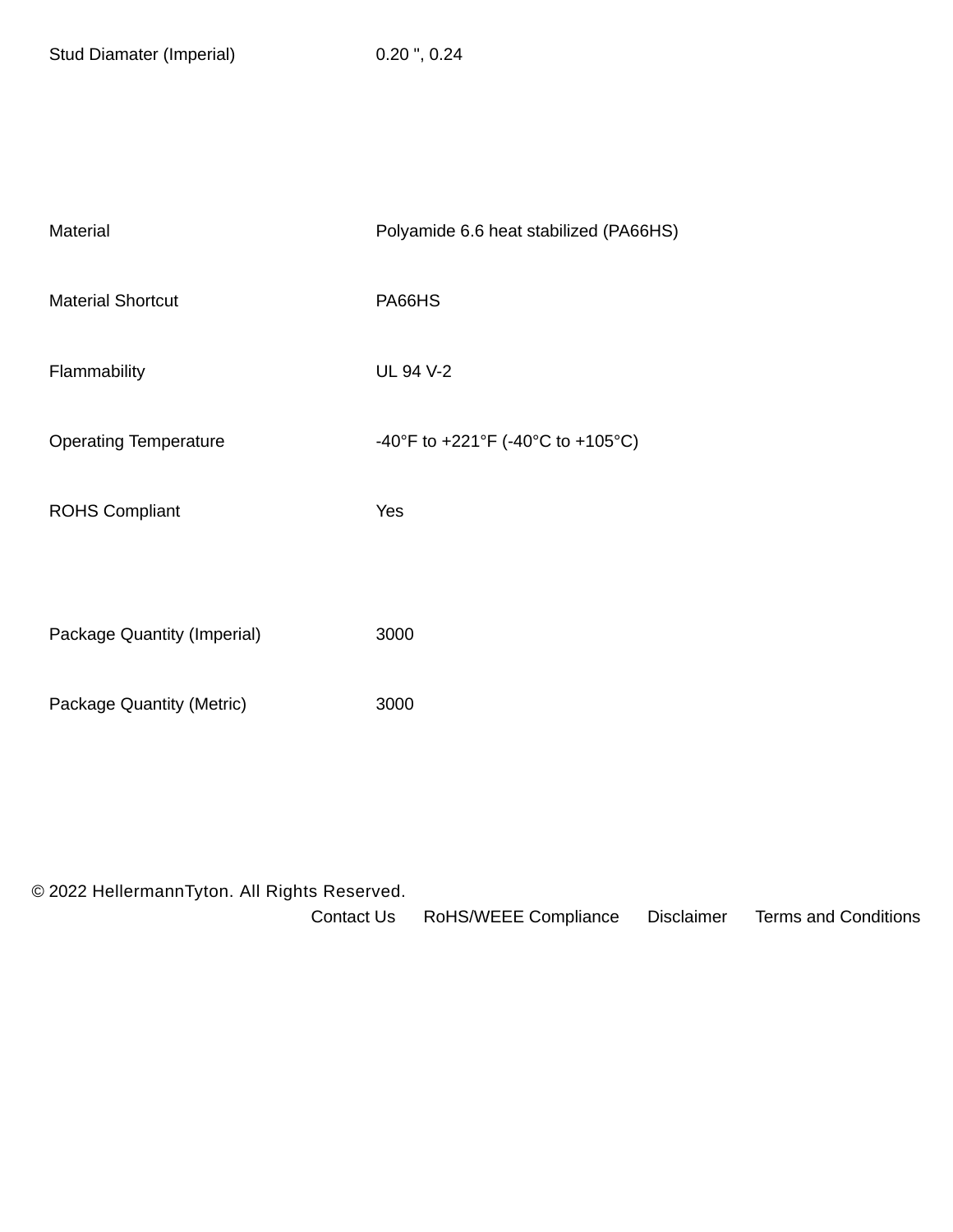| | |
|---|---|
| Stud Diamater (Imperial) | 0.20 ", 0.24 |
| Material | Polyamide 6.6 heat stabilized (PA66HS) |
| Material Shortcut | PA66HS |
| Flammability | UL 94 V-2 |
| Operating Temperature | -40°F to +221°F (-40°C to +105°C) |
| ROHS Compliant | Yes |
| Package Quantity (Imperial) | 3000 |
| Package Quantity (Metric) | 3000 |

© 2022 HellermannTyton. All Rights Reserved.

Contact Us RoHS/WEEE Compliance Disclaimer Terms and Conditions